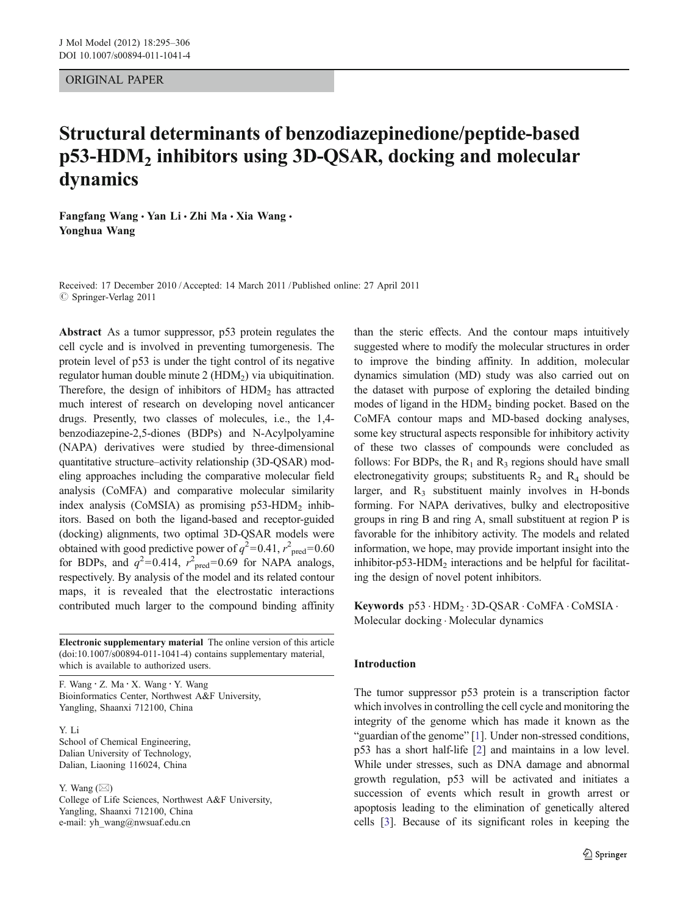ORIGINAL PAPER

# Structural determinants of benzodiazepinedione/peptide-based p53-$HDM_2$ inhibitors using 3D-QSAR, docking and molecular dynamics

**Fangfang Wang · Yan Li · Zhi Ma · Xia Wang · Yonghua Wang**

Received: 17 December 2010 / Accepted: 14 March 2011 / Published online: 27 April 2011
© Springer-Verlag 2011

**Abstract** As a tumor suppressor, p53 protein regulates the cell cycle and is involved in preventing tumorgenesis. The protein level of p53 is under the tight control of its negative regulator human double minute 2 ($HDM_2$) via ubiquitination. Therefore, the design of inhibitors of $HDM_2$ has attracted much interest of research on developing novel anticancer drugs. Presently, two classes of molecules, i.e., the 1,4-benzodiazepine-2,5-diones (BDPs) and N-Acylpolyamine (NAPA) derivatives were studied by three-dimensional quantitative structure–activity relationship (3D-QSAR) modeling approaches including the comparative molecular field analysis (CoMFA) and comparative molecular similarity index analysis (CoMSIA) as promising p53-$HDM_2$ inhibitors. Based on both the ligand-based and receptor-guided (docking) alignments, two optimal 3D-QSAR models were obtained with good predictive power of $q^2$=0.41, $r^2_{pred}$=0.60 for BDPs, and $q^2$=0.414, $r^2_{pred}$=0.69 for NAPA analogs, respectively. By analysis of the model and its related contour maps, it is revealed that the electrostatic interactions contributed much larger to the compound binding affinity than the steric effects. And the contour maps intuitively suggested where to modify the molecular structures in order to improve the binding affinity. In addition, molecular dynamics simulation (MD) study was also carried out on the dataset with purpose of exploring the detailed binding modes of ligand in the $HDM_2$ binding pocket. Based on the CoMFA contour maps and MD-based docking analyses, some key structural aspects responsible for inhibitory activity of these two classes of compounds were concluded as follows: For BDPs, the $R_1$ and $R_3$ regions should have small electronegativity groups; substituents $R_2$ and $R_4$ should be larger, and $R_3$ substituent mainly involves in H-bonds forming. For NAPA derivatives, bulky and electropositive groups in ring B and ring A, small substituent at region P is favorable for the inhibitory activity. The models and related information, we hope, may provide important insight into the inhibitor-p53-$HDM_2$ interactions and be helpful for facilitating the design of novel potent inhibitors.

**Keywords** p53 · $HDM_2$ · 3D-QSAR · CoMFA · CoMSIA · Molecular docking · Molecular dynamics

**Electronic supplementary material** The online version of this article (doi:10.1007/s00894-011-1041-4) contains supplementary material, which is available to authorized users.

F. Wang · Z. Ma · X. Wang · Y. Wang
Bioinformatics Center, Northwest A&F University, Yangling, Shaanxi 712100, China

Y. Li
School of Chemical Engineering, Dalian University of Technology, Dalian, Liaoning 116024, China

Y. Wang (✉)
College of Life Sciences, Northwest A&F University, Yangling, Shaanxi 712100, China
e-mail: yh_wang@nwsuaf.edu.cn

## Introduction

The tumor suppressor p53 protein is a transcription factor which involves in controlling the cell cycle and monitoring the integrity of the genome which has made it known as the "guardian of the genome" [1]. Under non-stressed conditions, p53 has a short half-life [2] and maintains in a low level. While under stresses, such as DNA damage and abnormal growth regulation, p53 will be activated and initiates a succession of events which result in growth arrest or apoptosis leading to the elimination of genetically altered cells [3]. Because of its significant roles in keeping the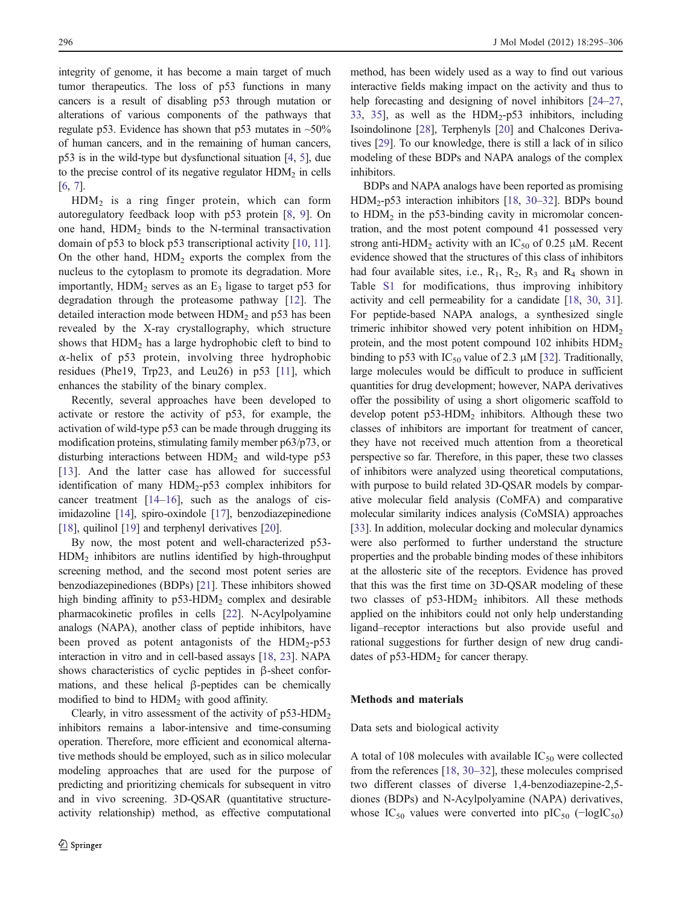integrity of genome, it has become a main target of much tumor therapeutics. The loss of p53 functions in many cancers is a result of disabling p53 through mutation or alterations of various components of the pathways that regulate p53. Evidence has shown that p53 mutates in ~50% of human cancers, and in the remaining of human cancers, p53 is in the wild-type but dysfunctional situation [4, 5], due to the precise control of its negative regulator $HDM_2$ in cells [6, 7].

$HDM_2$ is a ring finger protein, which can form autoregulatory feedback loop with p53 protein [8, 9]. On one hand, $HDM_2$ binds to the N-terminal transactivation domain of p53 to block p53 transcriptional activity [10, 11]. On the other hand, $HDM_2$ exports the complex from the nucleus to the cytoplasm to promote its degradation. More importantly, $HDM_2$ serves as an $E_3$ ligase to target p53 for degradation through the proteasome pathway [12]. The detailed interaction mode between $HDM_2$ and p53 has been revealed by the X-ray crystallography, which structure shows that $HDM_2$ has a large hydrophobic cleft to bind to α-helix of p53 protein, involving three hydrophobic residues (Phe19, Trp23, and Leu26) in p53 [11], which enhances the stability of the binary complex.

Recently, several approaches have been developed to activate or restore the activity of p53, for example, the activation of wild-type p53 can be made through drugging its modification proteins, stimulating family member p63/p73, or disturbing interactions between $HDM_2$ and wild-type p53 [13]. And the latter case has allowed for successful identification of many $HDM_2$-p53 complex inhibitors for cancer treatment [14–16], such as the analogs of cis-imidazoline [14], spiro-oxindole [17], benzodiazepinedione [18], quilinol [19] and terphenyl derivatives [20].

By now, the most potent and well-characterized p53-$HDM_2$ inhibitors are nutlins identified by high-throughput screening method, and the second most potent series are benzodiazepinediones (BDPs) [21]. These inhibitors showed high binding affinity to p53-$HDM_2$ complex and desirable pharmacokinetic profiles in cells [22]. N-Acylpolyamine analogs (NAPA), another class of peptide inhibitors, have been proved as potent antagonists of the $HDM_2$-p53 interaction in vitro and in cell-based assays [18, 23]. NAPA shows characteristics of cyclic peptides in β-sheet conformations, and these helical β-peptides can be chemically modified to bind to $HDM_2$ with good affinity.

Clearly, in vitro assessment of the activity of p53-$HDM_2$ inhibitors remains a labor-intensive and time-consuming operation. Therefore, more efficient and economical alternative methods should be employed, such as in silico molecular modeling approaches that are used for the purpose of predicting and prioritizing chemicals for subsequent in vitro and in vivo screening. 3D-QSAR (quantitative structure-activity relationship) method, as effective computational method, has been widely used as a way to find out various interactive fields making impact on the activity and thus to help forecasting and designing of novel inhibitors [24–27, 33, 35], as well as the $HDM_2$-p53 inhibitors, including Isoindolinone [28], Terphenyls [20] and Chalcones Derivatives [29]. To our knowledge, there is still a lack of in silico modeling of these BDPs and NAPA analogs of the complex inhibitors.

BDPs and NAPA analogs have been reported as promising $HDM_2$-p53 interaction inhibitors [18, 30–32]. BDPs bound to $HDM_2$ in the p53-binding cavity in micromolar concentration, and the most potent compound 41 possessed very strong anti-$HDM_2$ activity with an $IC_{50}$ of 0.25 μM. Recent evidence showed that the structures of this class of inhibitors had four available sites, i.e., $R_1$, $R_2$, $R_3$ and $R_4$ shown in Table S1 for modifications, thus improving inhibitory activity and cell permeability for a candidate [18, 30, 31]. For peptide-based NAPA analogs, a synthesized single trimeric inhibitor showed very potent inhibition on $HDM_2$ protein, and the most potent compound 102 inhibits $HDM_2$ binding to p53 with $IC_{50}$ value of 2.3 μM [32]. Traditionally, large molecules would be difficult to produce in sufficient quantities for drug development; however, NAPA derivatives offer the possibility of using a short oligomeric scaffold to develop potent p53-$HDM_2$ inhibitors. Although these two classes of inhibitors are important for treatment of cancer, they have not received much attention from a theoretical perspective so far. Therefore, in this paper, these two classes of inhibitors were analyzed using theoretical computations, with purpose to build related 3D-QSAR models by comparative molecular field analysis (CoMFA) and comparative molecular similarity indices analysis (CoMSIA) approaches [33]. In addition, molecular docking and molecular dynamics were also performed to further understand the structure properties and the probable binding modes of these inhibitors at the allosteric site of the receptors. Evidence has proved that this was the first time on 3D-QSAR modeling of these two classes of p53-$HDM_2$ inhibitors. All these methods applied on the inhibitors could not only help understanding ligand–receptor interactions but also provide useful and rational suggestions for further design of new drug candidates of p53-$HDM_2$ for cancer therapy.

## Methods and materials

### Data sets and biological activity

A total of 108 molecules with available $IC_{50}$ were collected from the references [18, 30–32], these molecules comprised two different classes of diverse 1,4-benzodiazepine-2,5-diones (BDPs) and N-Acylpolyamine (NAPA) derivatives, whose $IC_{50}$ values were converted into $pIC_{50}$ ($-\log IC_{50}$)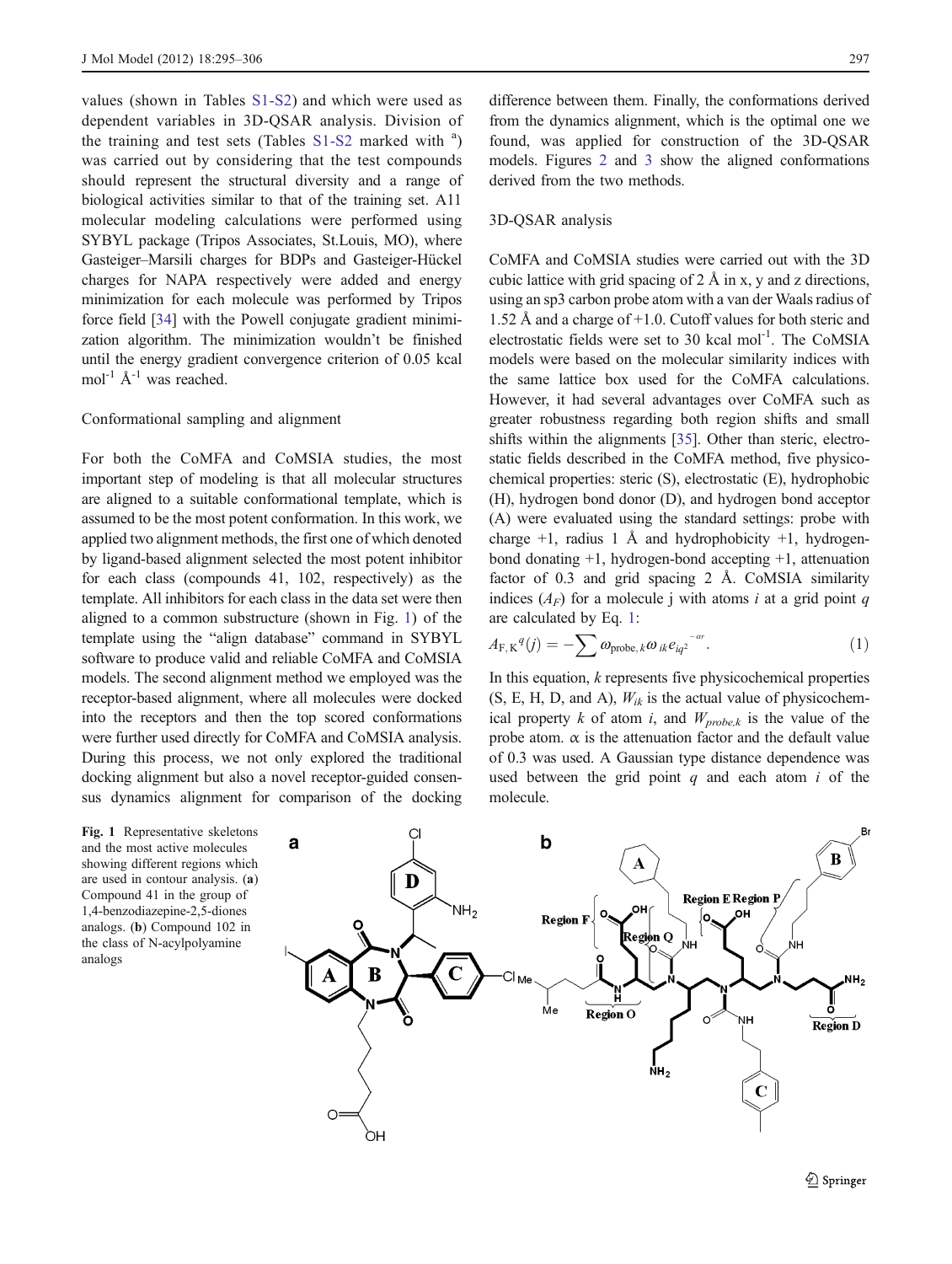values (shown in Tables S1-S2) and which were used as dependent variables in 3D-QSAR analysis. Division of the training and test sets (Tables S1-S2 marked with [a]) was carried out by considering that the test compounds should represent the structural diversity and a range of biological activities similar to that of the training set. A11 molecular modeling calculations were performed using SYBYL package (Tripos Associates, St.Louis, MO), where Gasteiger–Marsili charges for BDPs and Gasteiger-Hückel charges for NAPA respectively were added and energy minimization for each molecule was performed by Tripos force field [34] with the Powell conjugate gradient minimization algorithm. The minimization wouldn't be finished until the energy gradient convergence criterion of 0.05 kcal mol$^{-1}$ Å$^{-1}$ was reached.

### Conformational sampling and alignment

For both the CoMFA and CoMSIA studies, the most important step of modeling is that all molecular structures are aligned to a suitable conformational template, which is assumed to be the most potent conformation. In this work, we applied two alignment methods, the first one of which denoted by ligand-based alignment selected the most potent inhibitor for each class (compounds 41, 102, respectively) as the template. All inhibitors for each class in the data set were then aligned to a common substructure (shown in Fig. 1) of the template using the "align database" command in SYBYL software to produce valid and reliable CoMFA and CoMSIA models. The second alignment method we employed was the receptor-based alignment, where all molecules were docked into the receptors and then the top scored conformations were further used directly for CoMFA and CoMSIA analysis. During this process, we not only explored the traditional docking alignment but also a novel receptor-guided consensus dynamics alignment for comparison of the docking difference between them. Finally, the conformations derived from the dynamics alignment, which is the optimal one we found, was applied for construction of the 3D-QSAR models. Figures 2 and 3 show the aligned conformations derived from the two methods.

### 3D-QSAR analysis

CoMFA and CoMSIA studies were carried out with the 3D cubic lattice with grid spacing of 2 Å in x, y and z directions, using an sp3 carbon probe atom with a van der Waals radius of 1.52 Å and a charge of +1.0. Cutoff values for both steric and electrostatic fields were set to 30 kcal mol$^{-1}$. The CoMSIA models were based on the molecular similarity indices with the same lattice box used for the CoMFA calculations. However, it had several advantages over CoMFA such as greater robustness regarding both region shifts and small shifts within the alignments [35]. Other than steric, electrostatic fields described in the CoMFA method, five physicochemical properties: steric (S), electrostatic (E), hydrophobic (H), hydrogen bond donor (D), and hydrogen bond acceptor (A) were evaluated using the standard settings: probe with charge +1, radius 1 Å and hydrophobicity +1, hydrogen-bond donating +1, hydrogen-bond accepting +1, attenuation factor of 0.3 and grid spacing 2 Å. CoMSIA similarity indices ($A_F$) for a molecule j with atoms $i$ at a grid point $q$ are calculated by Eq. 1:

$$A_{\mathrm{F,K}}{}^{q}(j) = -\sum \omega_{\mathrm{probe},k}\omega_{ik}e_{iq^2}{}^{-\alpha r}. \tag{1}$$

In this equation, $k$ represents five physicochemical properties (S, E, H, D, and A), $W_{ik}$ is the actual value of physicochemical property $k$ of atom $i$, and $W_{probe,k}$ is the value of the probe atom. α is the attenuation factor and the default value of 0.3 was used. A Gaussian type distance dependence was used between the grid point $q$ and each atom $i$ of the molecule.

Fig. 1 Representative skeletons and the most active molecules showing different regions which are used in contour analysis. (**a**) Compound 41 in the group of 1,4-benzodiazepine-2,5-diones analogs. (**b**) Compound 102 in the class of N-acylpolyamine analogs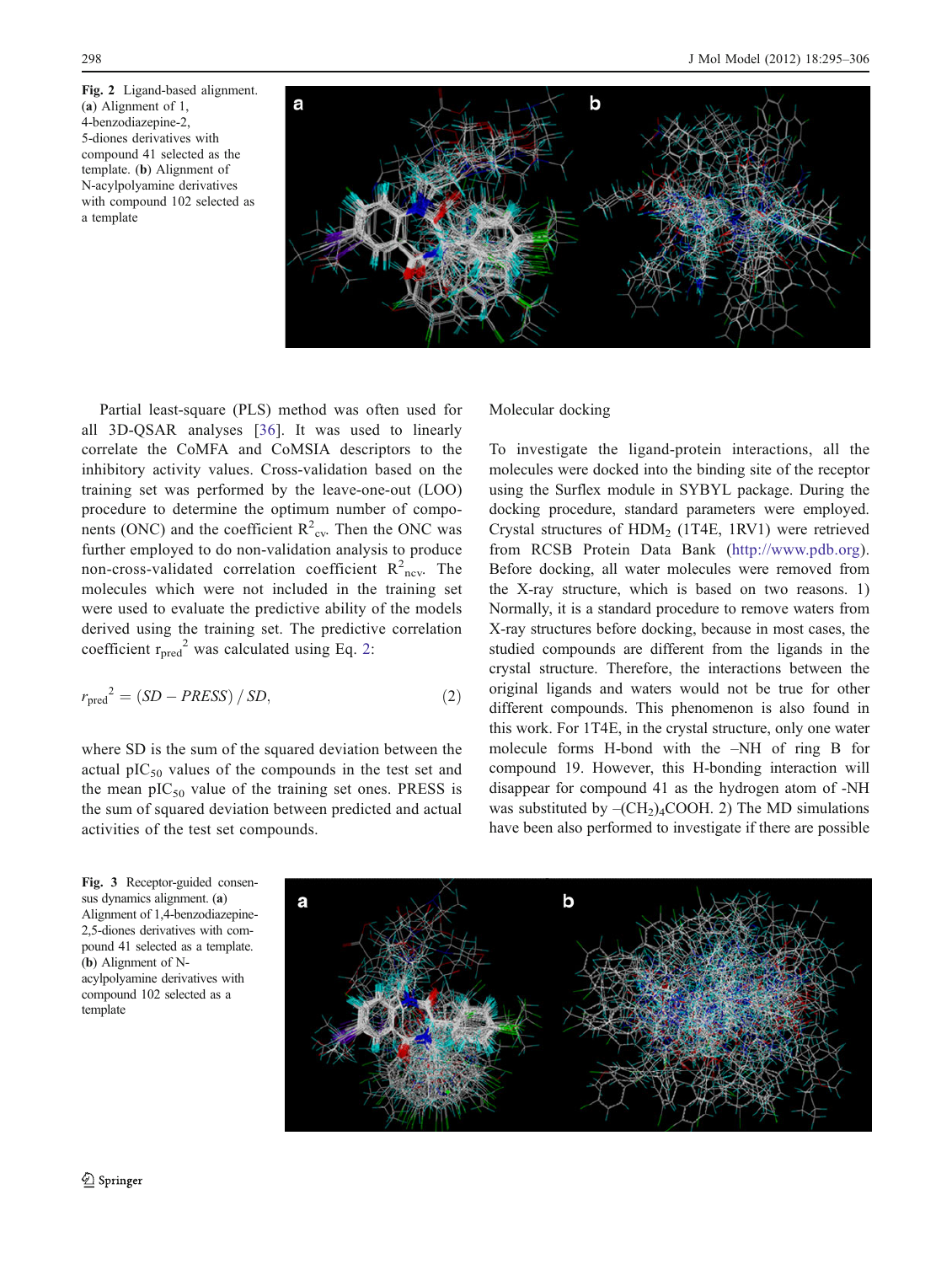Fig. 2 Ligand-based alignment. (a) Alignment of 1, 4-benzodiazepine-2, 5-diones derivatives with compound 41 selected as the template. (b) Alignment of N-acylpolyamine derivatives with compound 102 selected as a template

Partial least-square (PLS) method was often used for all 3D-QSAR analyses [36]. It was used to linearly correlate the CoMFA and CoMSIA descriptors to the inhibitory activity values. Cross-validation based on the training set was performed by the leave-one-out (LOO) procedure to determine the optimum number of components (ONC) and the coefficient $R^2_{cv}$. Then the ONC was further employed to do non-validation analysis to produce the non-cross-validated correlation coefficient $R^2_{ncv}$. The molecules which were not included in the training set were used to evaluate the predictive ability of the models derived using the training set. The predictive correlation coefficient $r_{pred}^2$ was calculated using Eq. 2:

$$r_{pred}^2 = (SD - PRESS) / SD, \tag{2}$$

where SD is the sum of the squared deviation between the actual $pIC_{50}$ values of the compounds in the test set and the mean $pIC_{50}$ value of the training set ones. PRESS is the sum of squared deviation between predicted and actual activities of the test set compounds.

## Molecular docking

To investigate the ligand-protein interactions, all the molecules were docked into the binding site of the receptor using the Surflex module in SYBYL package. During the docking procedure, standard parameters were employed. Crystal structures of $HDM_2$ (1T4E, 1RV1) were retrieved from RCSB Protein Data Bank (http://www.pdb.org). Before docking, all water molecules were removed from the X-ray structure, which is based on two reasons. 1) Normally, it is a standard procedure to remove waters from X-ray structures before docking, because in most cases, the studied compounds are different from the ligands in the crystal structure. Therefore, the interactions between the original ligands and waters would not be true for other different compounds. This phenomenon is also found in this work. For 1T4E, in the crystal structure, only one water molecule forms H-bond with the –NH of ring B for compound 19. However, this H-bonding interaction will disappear for compound 41 as the hydrogen atom of -NH was substituted by $–(CH_2)_4COOH$. 2) The MD simulations have been also performed to investigate if there are possible

Fig. 3 Receptor-guided consensus dynamics alignment. (a) Alignment of 1,4-benzodiazepine-2,5-diones derivatives with compound 41 selected as a template. (b) Alignment of N-acylpolyamine derivatives with compound 102 selected as a template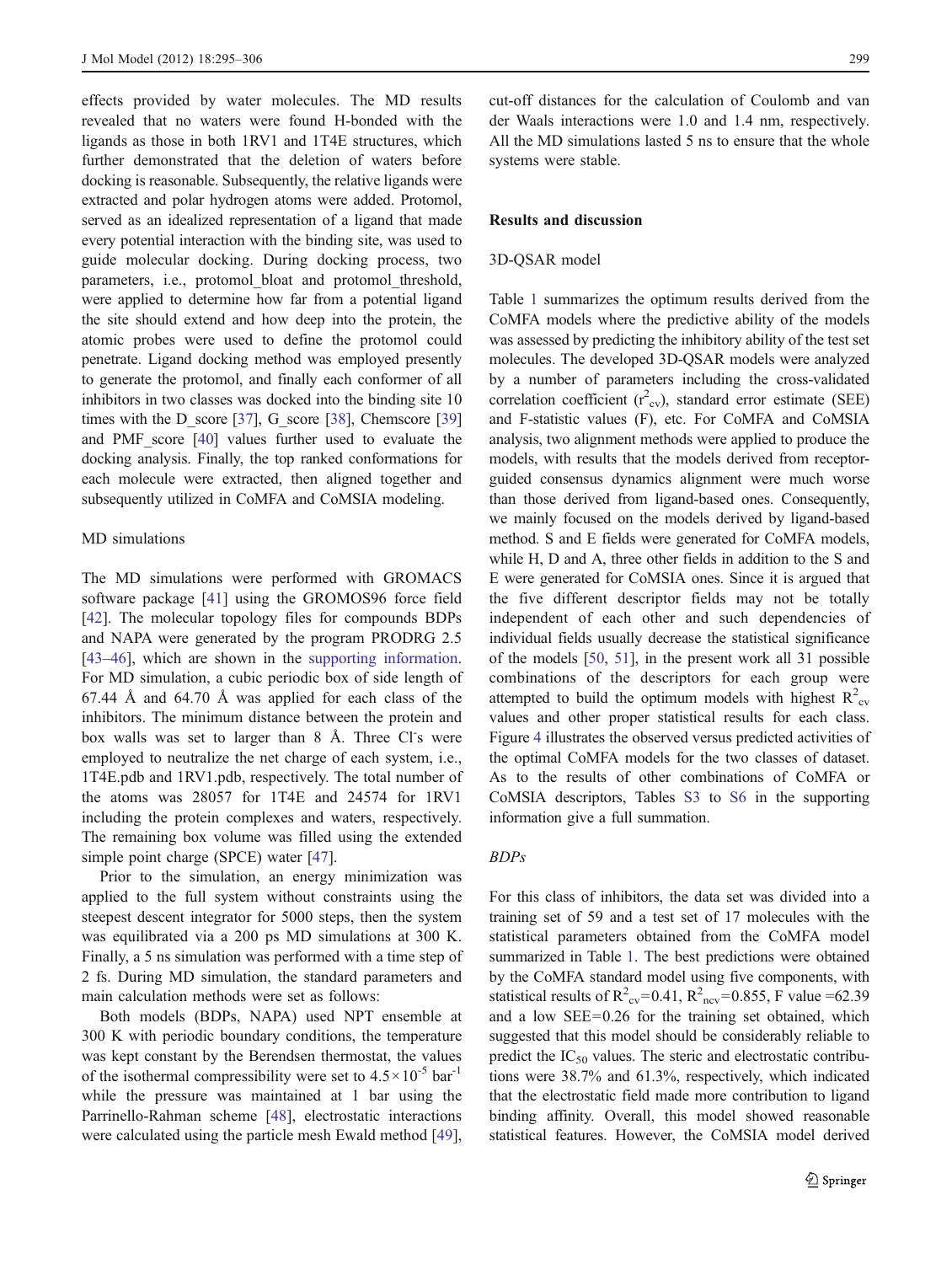effects provided by water molecules. The MD results revealed that no waters were found H-bonded with the ligands as those in both 1RV1 and 1T4E structures, which further demonstrated that the deletion of waters before docking is reasonable. Subsequently, the relative ligands were extracted and polar hydrogen atoms were added. Protomol, served as an idealized representation of a ligand that made every potential interaction with the binding site, was used to guide molecular docking. During docking process, two parameters, i.e., protomol_bloat and protomol_threshold, were applied to determine how far from a potential ligand the site should extend and how deep into the protein, the atomic probes were used to define the protomol could penetrate. Ligand docking method was employed presently to generate the protomol, and finally each conformer of all inhibitors in two classes was docked into the binding site 10 times with the D_score [37], G_score [38], Chemscore [39] and PMF_score [40] values further used to evaluate the docking analysis. Finally, the top ranked conformations for each molecule were extracted, then aligned together and subsequently utilized in CoMFA and CoMSIA modeling.

### MD simulations

The MD simulations were performed with GROMACS software package [41] using the GROMOS96 force field [42]. The molecular topology files for compounds BDPs and NAPA were generated by the program PRODRG 2.5 [43–46], which are shown in the supporting information. For MD simulation, a cubic periodic box of side length of 67.44 Å and 64.70 Å was applied for each class of the inhibitors. The minimum distance between the protein and box walls was set to larger than 8 Å. Three $Cl^-$s were employed to neutralize the net charge of each system, i.e., 1T4E.pdb and 1RV1.pdb, respectively. The total number of the atoms was 28057 for 1T4E and 24574 for 1RV1 including the protein complexes and waters, respectively. The remaining box volume was filled using the extended simple point charge (SPCE) water [47].

Prior to the simulation, an energy minimization was applied to the full system without constraints using the steepest descent integrator for 5000 steps, then the system was equilibrated via a 200 ps MD simulations at 300 K. Finally, a 5 ns simulation was performed with a time step of 2 fs. During MD simulation, the standard parameters and main calculation methods were set as follows:

Both models (BDPs, NAPA) used NPT ensemble at 300 K with periodic boundary conditions, the temperature was kept constant by the Berendsen thermostat, the values of the isothermal compressibility were set to $4.5\times10^{-5}$ $bar^{-1}$ while the pressure was maintained at 1 bar using the Parrinello-Rahman scheme [48], electrostatic interactions were calculated using the particle mesh Ewald method [49], cut-off distances for the calculation of Coulomb and van der Waals interactions were 1.0 and 1.4 nm, respectively. All the MD simulations lasted 5 ns to ensure that the whole systems were stable.

## Results and discussion

### 3D-QSAR model

Table 1 summarizes the optimum results derived from the CoMFA models where the predictive ability of the models was assessed by predicting the inhibitory ability of the test set molecules. The developed 3D-QSAR models were analyzed by a number of parameters including the cross-validated correlation coefficient ($r^2_{cv}$), standard error estimate (SEE) and F-statistic values (F), etc. For CoMFA and CoMSIA analysis, two alignment methods were applied to produce the models, with results that the models derived from receptor-guided consensus dynamics alignment were much worse than those derived from ligand-based ones. Consequently, we mainly focused on the models derived by ligand-based method. S and E fields were generated for CoMFA models, while H, D and A, three other fields in addition to the S and E were generated for CoMSIA ones. Since it is argued that the five different descriptor fields may not be totally independent of each other and such dependencies of individual fields usually decrease the statistical significance of the models [50, 51], in the present work all 31 possible combinations of the descriptors for each group were attempted to build the optimum models with highest $R^2_{cv}$ values and other proper statistical results for each class. Figure 4 illustrates the observed versus predicted activities of the optimal CoMFA models for the two classes of dataset. As to the results of other combinations of CoMFA or CoMSIA descriptors, Tables S3 to S6 in the supporting information give a full summation.

### *BDPs*

For this class of inhibitors, the data set was divided into a training set of 59 and a test set of 17 molecules with the statistical parameters obtained from the CoMFA model summarized in Table 1. The best predictions were obtained by the CoMFA standard model using five components, with statistical results of $R^2_{cv}$=0.41, $R^2_{ncv}$=0.855, F value =62.39 and a low SEE=0.26 for the training set obtained, which suggested that this model should be considerably reliable to predict the $IC_{50}$ values. The steric and electrostatic contributions were 38.7% and 61.3%, respectively, which indicated that the electrostatic field made more contribution to ligand binding affinity. Overall, this model showed reasonable statistical features. However, the CoMSIA model derived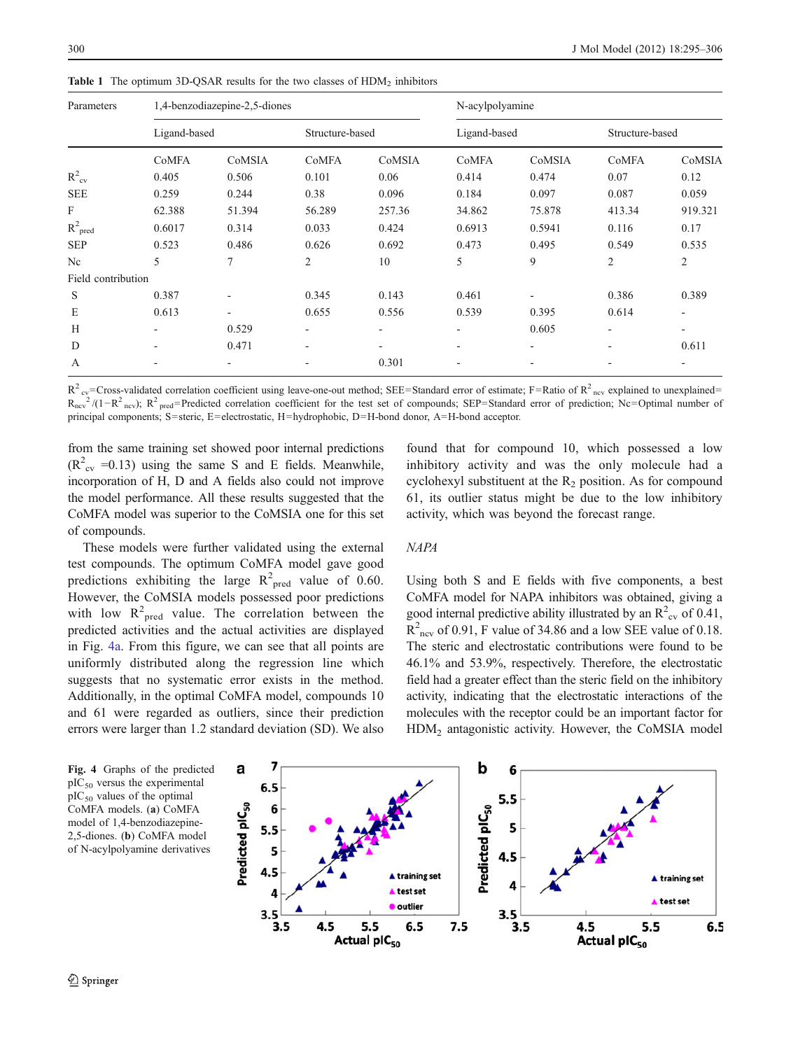**Table 1** The optimum 3D-QSAR results for the two classes of $HDM_2$ inhibitors

| Parameters | 1,4-benzodiazepine-2,5-diones | | | | N-acylpolyamine | | | |
|---|---|---|---|---|---|---|---|---|
| | Ligand-based | | Structure-based | | Ligand-based | | Structure-based | |
| | CoMFA | CoMSIA | CoMFA | CoMSIA | CoMFA | CoMSIA | CoMFA | CoMSIA |
| $R^2_{cv}$ | 0.405 | 0.506 | 0.101 | 0.06 | 0.414 | 0.474 | 0.07 | 0.12 |
| SEE | 0.259 | 0.244 | 0.38 | 0.096 | 0.184 | 0.097 | 0.087 | 0.059 |
| F | 62.388 | 51.394 | 56.289 | 257.36 | 34.862 | 75.878 | 413.34 | 919.321 |
| $R^2_{pred}$ | 0.6017 | 0.314 | 0.033 | 0.424 | 0.6913 | 0.5941 | 0.116 | 0.17 |
| SEP | 0.523 | 0.486 | 0.626 | 0.692 | 0.473 | 0.495 | 0.549 | 0.535 |
| Nc | 5 | 7 | 2 | 10 | 5 | 9 | 2 | 2 |
| Field contribution | | | | | | | | |
| S | 0.387 | - | 0.345 | 0.143 | 0.461 | - | 0.386 | 0.389 |
| E | 0.613 | - | 0.655 | 0.556 | 0.539 | 0.395 | 0.614 | - |
| H | - | 0.529 | - | - | - | 0.605 | - | - |
| D | - | 0.471 | - | - | - | - | - | 0.611 |
| A | - | - | - | 0.301 | - | - | - | - |

$R^2_{cv}$=Cross-validated correlation coefficient using leave-one-out method; SEE=Standard error of estimate; F=Ratio of $R^2_{ncv}$ explained to unexplained=$R_{ncv}^2/(1-R^2_{ncv})$; $R^2_{pred}$=Predicted correlation coefficient for the test set of compounds; SEP=Standard error of prediction; Nc=Optimal number of principal components; S=steric, E=electrostatic, H=hydrophobic, D=H-bond donor, A=H-bond acceptor.

from the same training set showed poor internal predictions ($R^2_{cv}$ =0.13) using the same S and E fields. Meanwhile, incorporation of H, D and A fields also could not improve the model performance. All these results suggested that the CoMFA model was superior to the CoMSIA one for this set of compounds.

These models were further validated using the external test compounds. The optimum CoMFA model gave good predictions exhibiting the large $R^2_{pred}$ value of 0.60. However, the CoMSIA models possessed poor predictions with low $R^2_{pred}$ value. The correlation between the predicted activities and the actual activities are displayed in Fig. 4a. From this figure, we can see that all points are uniformly distributed along the regression line which suggests that no systematic error exists in the method. Additionally, in the optimal CoMFA model, compounds 10 and 61 were regarded as outliers, since their prediction errors were larger than 1.2 standard deviation (SD). We also found that for compound 10, which possessed a low inhibitory activity and was the only molecule had a cyclohexyl substituent at the $R_2$ position. As for compound 61, its outlier status might be due to the low inhibitory activity, which was beyond the forecast range.

*NAPA*

Using both S and E fields with five components, a best CoMFA model for NAPA inhibitors was obtained, giving a good internal predictive ability illustrated by an $R^2_{cv}$ of 0.41, $R^2_{ncv}$ of 0.91, F value of 34.86 and a low SEE value of 0.18. The steric and electrostatic contributions were found to be 46.1% and 53.9%, respectively. Therefore, the electrostatic field had a greater effect than the steric field on the inhibitory activity, indicating that the electrostatic interactions of the molecules with the receptor could be an important factor for $HDM_2$ antagonistic activity. However, the CoMSIA model

a
Predicted pIC50
Actual pIC50
3.5 4 4.5 5 5.5 6 6.5 7
3.5 4.5 5.5 6.5 7.5
training set
test set
outlier

b
Predicted pIC50
Actual pIC50
3.5 4 4.5 5 5.5 6
3.5 4.5 5.5 6.5
training set
test set

**Fig. 4** Graphs of the predicted $pIC_{50}$ versus the experimental $pIC_{50}$ values of the optimal CoMFA models. (**a**) CoMFA model of 1,4-benzodiazepine-2,5-diones. (**b**) CoMFA model of N-acylpolyamine derivatives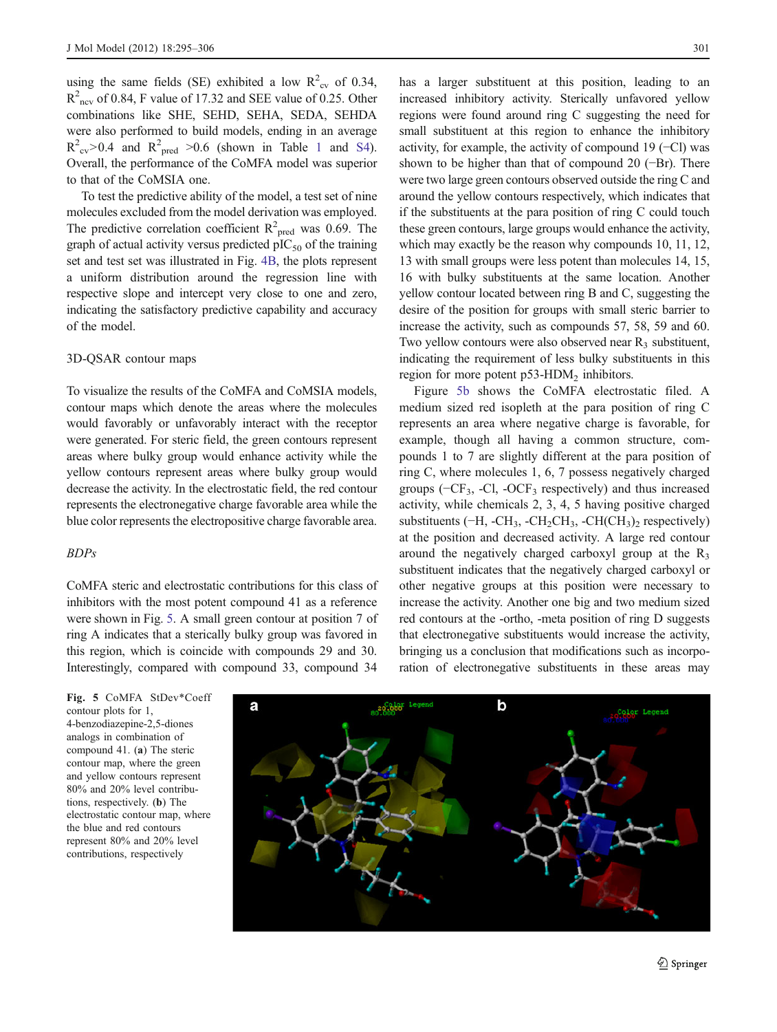using the same fields (SE) exhibited a low $R^2_{cv}$ of 0.34, $R^2_{ncv}$ of 0.84, F value of 17.32 and SEE value of 0.25. Other combinations like SHE, SEHD, SEHA, SEDA, SEHDA were also performed to build models, ending in an average $R^2_{cv}$>0.4 and $R^2_{pred}$ >0.6 (shown in Table 1 and S4). Overall, the performance of the CoMFA model was superior to that of the CoMSIA one.

To test the predictive ability of the model, a test set of nine molecules excluded from the model derivation was employed. The predictive correlation coefficient $R^2_{pred}$ was 0.69. The graph of actual activity versus predicted $pIC_{50}$ of the training set and test set was illustrated in Fig. 4B, the plots represent a uniform distribution around the regression line with respective slope and intercept very close to one and zero, indicating the satisfactory predictive capability and accuracy of the model.

### 3D-QSAR contour maps

To visualize the results of the CoMFA and CoMSIA models, contour maps which denote the areas where the molecules would favorably or unfavorably interact with the receptor were generated. For steric field, the green contours represent areas where bulky group would enhance activity while the yellow contours represent areas where bulky group would decrease the activity. In the electrostatic field, the red contour represents the electronegative charge favorable area while the blue color represents the electropositive charge favorable area.

#### *BDPs*

CoMFA steric and electrostatic contributions for this class of inhibitors with the most potent compound 41 as a reference were shown in Fig. 5. A small green contour at position 7 of ring A indicates that a sterically bulky group was favored in this region, which is coincide with compounds 29 and 30. Interestingly, compared with compound 33, compound 34 has a larger substituent at this position, leading to an increased inhibitory activity. Sterically unfavored yellow regions were found around ring C suggesting the need for small substituent at this region to enhance the inhibitory activity, for example, the activity of compound 19 (−Cl) was shown to be higher than that of compound 20 (−Br). There were two large green contours observed outside the ring C and around the yellow contours respectively, which indicates that if the substituents at the para position of ring C could touch these green contours, large groups would enhance the activity, which may exactly be the reason why compounds 10, 11, 12, 13 with small groups were less potent than molecules 14, 15, 16 with bulky substituents at the same location. Another yellow contour located between ring B and C, suggesting the desire of the position for groups with small steric barrier to increase the activity, such as compounds 57, 58, 59 and 60. Two yellow contours were also observed near $R_3$ substituent, indicating the requirement of less bulky substituents in this region for more potent p53-$HDM_2$ inhibitors.

Figure 5b shows the CoMFA electrostatic filed. A medium sized red isopleth at the para position of ring C represents an area where negative charge is favorable, for example, though all having a common structure, compounds 1 to 7 are slightly different at the para position of ring C, where molecules 1, 6, 7 possess negatively charged groups ($-CF_3$, -Cl, $-OCF_3$ respectively) and thus increased activity, while chemicals 2, 3, 4, 5 having positive charged substituents (−H, $-CH_3$, $-CH_2CH_3$, $-CH(CH_3)_2$ respectively) at the position and decreased activity. A large red contour around the negatively charged carboxyl group at the $R_3$ substituent indicates that the negatively charged carboxyl or other negative groups at this position were necessary to increase the activity. Another one big and two medium sized red contours at the -ortho, -meta position of ring D suggests that electronegative substituents would increase the activity, bringing us a conclusion that modifications such as incorporation of electronegative substituents in these areas may

**Fig. 5** CoMFA StDev*Coeff contour plots for 1, 4-benzodiazepine-2,5-diones analogs in combination of compound 41. (**a**) The steric contour map, where the green and yellow contours represent 80% and 20% level contributions, respectively. (**b**) The electrostatic contour map, where the blue and red contours represent 80% and 20% level contributions, respectively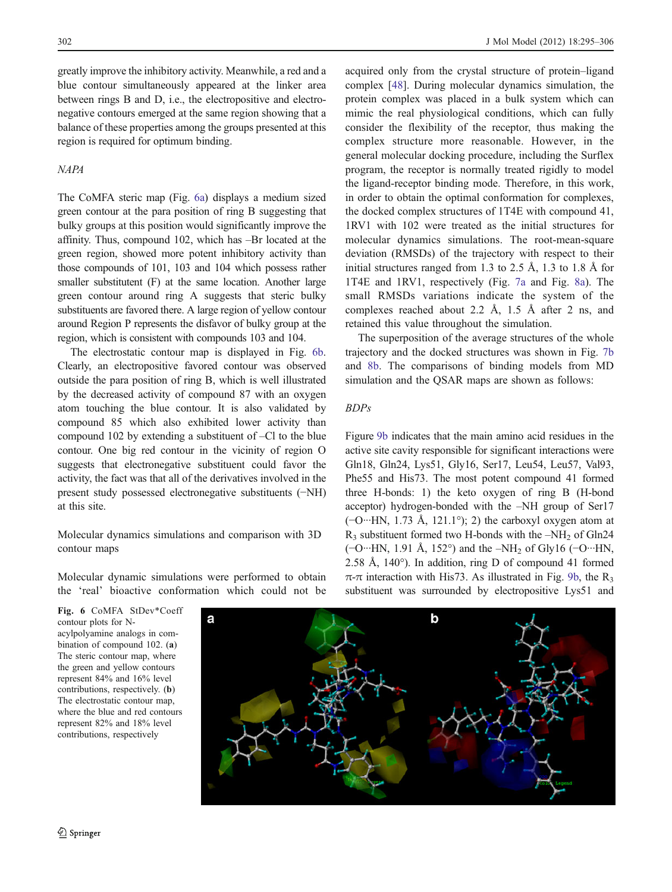greatly improve the inhibitory activity. Meanwhile, a red and a blue contour simultaneously appeared at the linker area between rings B and D, i.e., the electropositive and electronegative contours emerged at the same region showing that a balance of these properties among the groups presented at this region is required for optimum binding.

*NAPA*

The CoMFA steric map (Fig. 6a) displays a medium sized green contour at the para position of ring B suggesting that bulky groups at this position would significantly improve the affinity. Thus, compound 102, which has –Br located at the green region, showed more potent inhibitory activity than those compounds of 101, 103 and 104 which possess rather smaller substitutent (F) at the same location. Another large green contour around ring A suggests that steric bulky substituents are favored there. A large region of yellow contour around Region P represents the disfavor of bulky group at the region, which is consistent with compounds 103 and 104.

The electrostatic contour map is displayed in Fig. 6b. Clearly, an electropositive favored contour was observed outside the para position of ring B, which is well illustrated by the decreased activity of compound 87 with an oxygen atom touching the blue contour. It is also validated by compound 85 which also exhibited lower activity than compound 102 by extending a substituent of –Cl to the blue contour. One big red contour in the vicinity of region O suggests that electronegative substituent could favor the activity, the fact was that all of the derivatives involved in the present study possessed electronegative substituents (−NH) at this site.

## Molecular dynamics simulations and comparison with 3D contour maps

Molecular dynamic simulations were performed to obtain the 'real' bioactive conformation which could not be acquired only from the crystal structure of protein–ligand complex [48]. During molecular dynamics simulation, the protein complex was placed in a bulk system which can mimic the real physiological conditions, which can fully consider the flexibility of the receptor, thus making the complex structure more reasonable. However, in the general molecular docking procedure, including the Surflex program, the receptor is normally treated rigidly to model the ligand-receptor binding mode. Therefore, in this work, in order to obtain the optimal conformation for complexes, the docked complex structures of 1T4E with compound 41, 1RV1 with 102 were treated as the initial structures for molecular dynamics simulations. The root-mean-square deviation (RMSDs) of the trajectory with respect to their initial structures ranged from 1.3 to 2.5 Å, 1.3 to 1.8 Å for 1T4E and 1RV1, respectively (Fig. 7a and Fig. 8a). The small RMSDs variations indicate the system of the complexes reached about 2.2 Å, 1.5 Å after 2 ns, and retained this value throughout the simulation.

The superposition of the average structures of the whole trajectory and the docked structures was shown in Fig. 7b and 8b. The comparisons of binding models from MD simulation and the QSAR maps are shown as follows:

*BDPs*

Figure 9b indicates that the main amino acid residues in the active site cavity responsible for significant interactions were Gln18, Gln24, Lys51, Gly16, Ser17, Leu54, Leu57, Val93, Phe55 and His73. The most potent compound 41 formed three H-bonds: 1) the keto oxygen of ring B (H-bond acceptor) hydrogen-bonded with the –NH group of Ser17 (−O···HN, 1.73 Å, 121.1°); 2) the carboxyl oxygen atom at $R_3$ substituent formed two H-bonds with the $-NH_2$ of Gln24 (−O···HN, 1.91 Å, 152°) and the $-NH_2$ of Gly16 (−O···HN, 2.58 Å, 140°). In addition, ring D of compound 41 formed π-π interaction with His73. As illustrated in Fig. 9b, the $R_3$ substituent was surrounded by electropositive Lys51 and

**Fig. 6** CoMFA StDev*Coeff contour plots for N-acylpolyamine analogs in combination of compound 102. (**a**) The steric contour map, where the green and yellow contours represent 84% and 16% level contributions, respectively. (**b**) The electrostatic contour map, where the blue and red contours represent 82% and 18% level contributions, respectively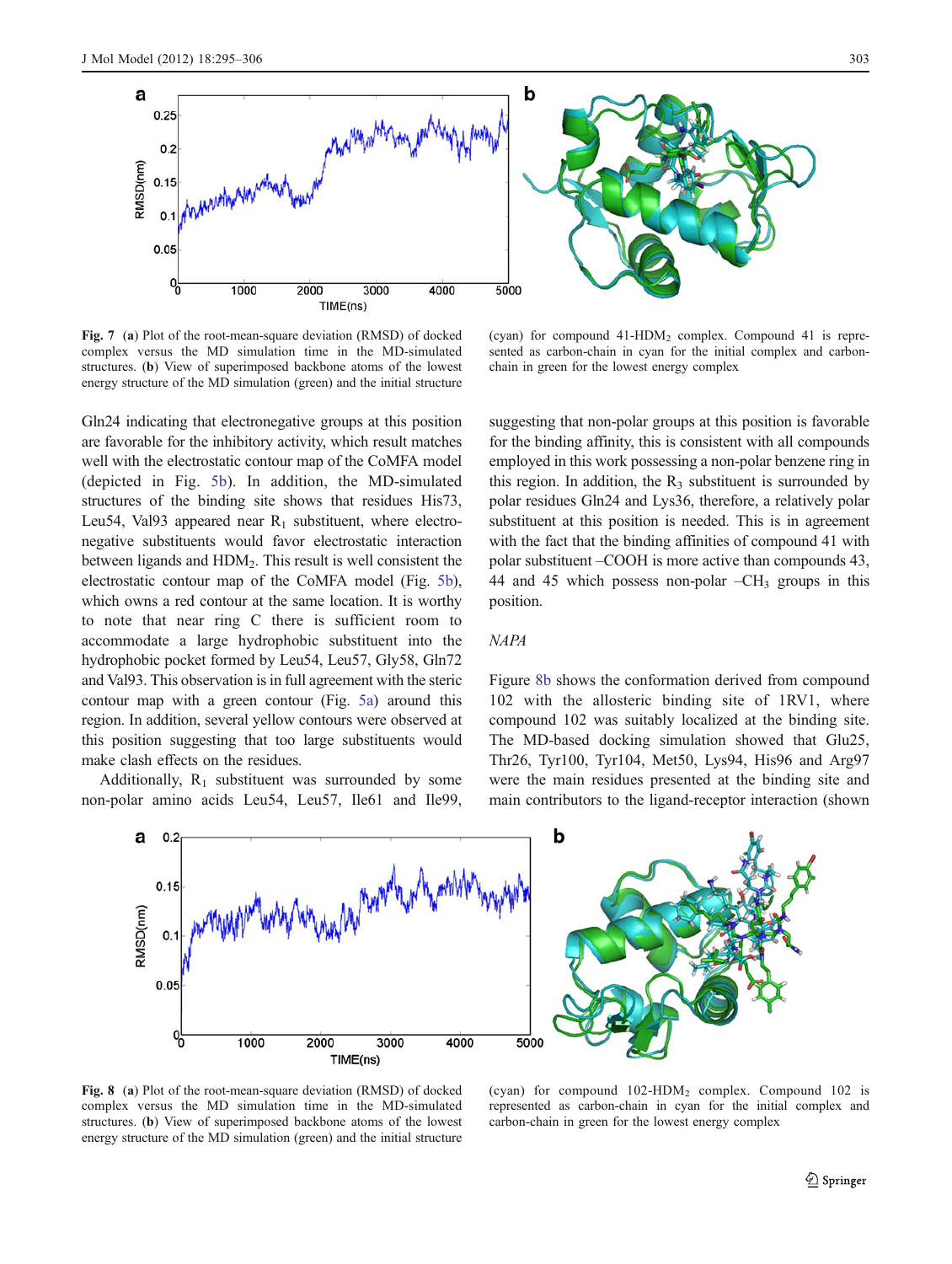a

0.25
0.2
0.15
0.1
0.05
0

RMSD(nm)

0 1000 2000 3000 4000 5000

TIME(ns)

b

**Fig. 7** (**a**) Plot of the root-mean-square deviation (RMSD) of docked complex versus the MD simulation time in the MD-simulated structures. (**b**) View of superimposed backbone atoms of the lowest energy structure of the MD simulation (green) and the initial structure (cyan) for compound 41-HDM$_2$ complex. Compound 41 is represented as carbon-chain in cyan for the initial complex and carbon-chain in green for the lowest energy complex

Gln24 indicating that electronegative groups at this position are favorable for the inhibitory activity, which result matches well with the electrostatic contour map of the CoMFA model (depicted in Fig. 5b). In addition, the MD-simulated structures of the binding site shows that residues His73, Leu54, Val93 appeared near R$_1$ substituent, where electronegative substituents would favor electrostatic interaction between ligands and HDM$_2$. This result is well consistent the electrostatic contour map of the CoMFA model (Fig. 5b), which owns a red contour at the same location. It is worthy to note that near ring C there is sufficient room to accommodate a large hydrophobic substituent into the hydrophobic pocket formed by Leu54, Leu57, Gly58, Gln72 and Val93. This observation is in full agreement with the steric contour map with a green contour (Fig. 5a) around this region. In addition, several yellow contours were observed at this position suggesting that too large substituents would make clash effects on the residues.

Additionally, R$_1$ substituent was surrounded by some non-polar amino acids Leu54, Leu57, Ile61 and Ile99, suggesting that non-polar groups at this position is favorable for the binding affinity, this is consistent with all compounds employed in this work possessing a non-polar benzene ring in this region. In addition, the R$_3$ substituent is surrounded by polar residues Gln24 and Lys36, therefore, a relatively polar substituent at this position is needed. This is in agreement with the fact that the binding affinities of compound 41 with polar substituent –COOH is more active than compounds 43, 44 and 45 which possess non-polar –$CH_3$ groups in this position.

*NAPA*

Figure 8b shows the conformation derived from compound 102 with the allosteric binding site of 1RV1, where compound 102 was suitably localized at the binding site. The MD-based docking simulation showed that Glu25, Thr26, Tyr100, Tyr104, Met50, Lys94, His96 and Arg97 were the main residues presented at the binding site and main contributors to the ligand-receptor interaction (shown

a

0.2
0.15
0.1
0.05
0

RMSD(nm)

0 1000 2000 3000 4000 5000

TIME(ns)

b

**Fig. 8** (**a**) Plot of the root-mean-square deviation (RMSD) of docked complex versus the MD simulation time in the MD-simulated structures. (**b**) View of superimposed backbone atoms of the lowest energy structure of the MD simulation (green) and the initial structure (cyan) for compound 102-HDM$_2$ complex. Compound 102 is represented as carbon-chain in cyan for the initial complex and carbon-chain in green for the lowest energy complex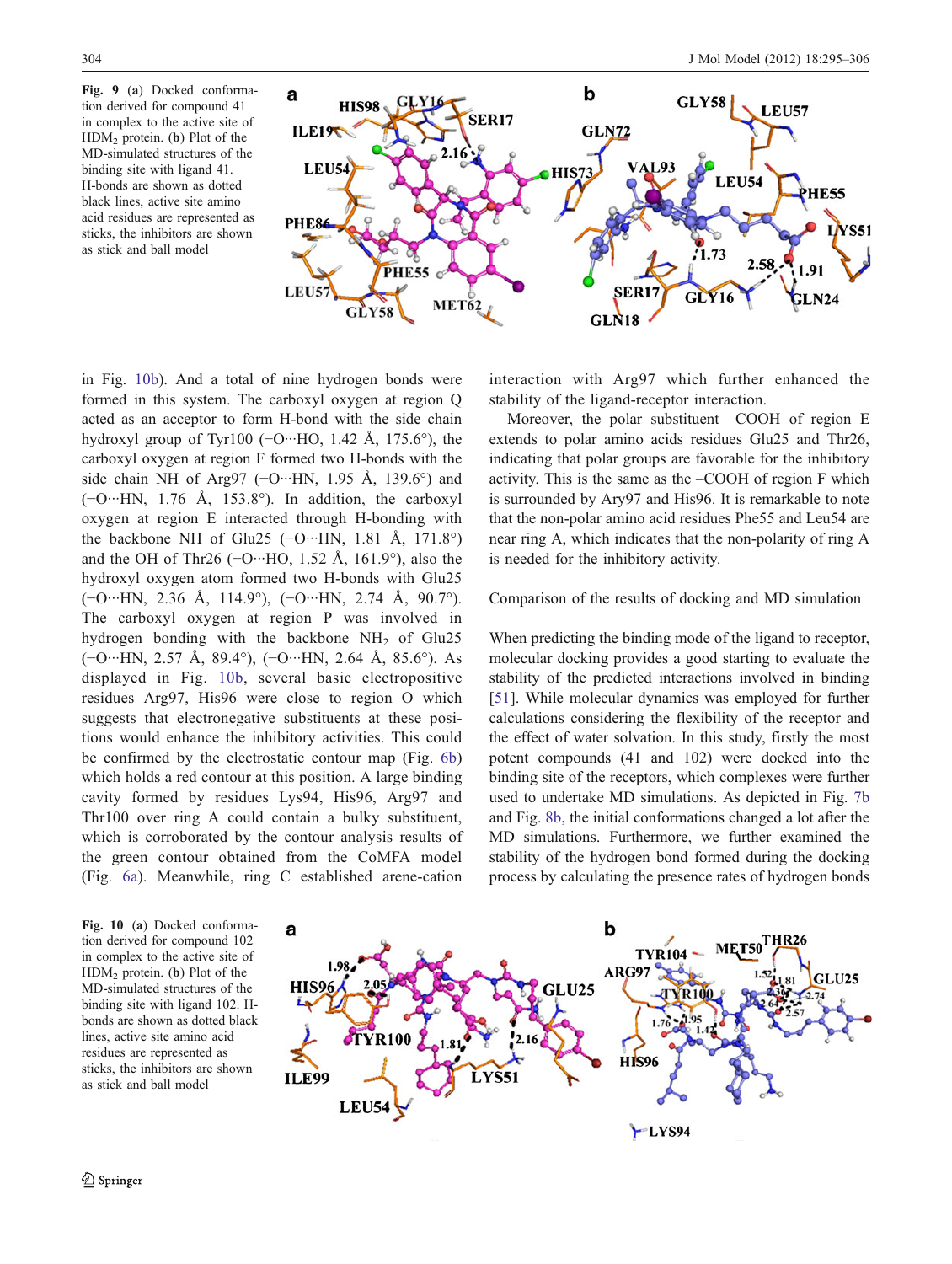Fig. 9 (a) Docked conformation derived for compound 41 in complex to the active site of HDM$_2$ protein. (b) Plot of the MD-simulated structures of the binding site with ligand 41. H-bonds are shown as dotted black lines, active site amino acid residues are represented as sticks, the inhibitors are shown as stick and ball model

in Fig. 10b). And a total of nine hydrogen bonds were formed in this system. The carboxyl oxygen at region Q acted as an acceptor to form H-bond with the side chain hydroxyl group of Tyr100 (−O···HO, 1.42 Å, 175.6°), the carboxyl oxygen at region F formed two H-bonds with the side chain NH of Arg97 (−O···HN, 1.95 Å, 139.6°) and (−O···HN, 1.76 Å, 153.8°). In addition, the carboxyl oxygen at region E interacted through H-bonding with the backbone NH of Glu25 (−O···HN, 1.81 Å, 171.8°) and the OH of Thr26 (−O···HO, 1.52 Å, 161.9°), also the hydroxyl oxygen atom formed two H-bonds with Glu25 (−O···HN, 2.36 Å, 114.9°), (−O···HN, 2.74 Å, 90.7°). The carboxyl oxygen at region P was involved in hydrogen bonding with the backbone $NH_2$ of Glu25 (−O···HN, 2.57 Å, 89.4°), (−O···HN, 2.64 Å, 85.6°). As displayed in Fig. 10b, several basic electropositive residues Arg97, His96 were close to region O which suggests that electronegative substituents at these positions would enhance the inhibitory activities. This could be confirmed by the electrostatic contour map (Fig. 6b) which holds a red contour at this position. A large binding cavity formed by residues Lys94, His96, Arg97 and Thr100 over ring A could contain a bulky substituent, which is corroborated by the contour analysis results of the green contour obtained from the CoMFA model (Fig. 6a). Meanwhile, ring C established arene-cation interaction with Arg97 which further enhanced the stability of the ligand-receptor interaction.

Moreover, the polar substituent –COOH of region E extends to polar amino acids residues Glu25 and Thr26, indicating that polar groups are favorable for the inhibitory activity. This is the same as the –COOH of region F which is surrounded by Ary97 and His96. It is remarkable to note that the non-polar amino acid residues Phe55 and Leu54 are near ring A, which indicates that the non-polarity of ring A is needed for the inhibitory activity.

## Comparison of the results of docking and MD simulation

When predicting the binding mode of the ligand to receptor, molecular docking provides a good starting to evaluate the stability of the predicted interactions involved in binding [51]. While molecular dynamics was employed for further calculations considering the flexibility of the receptor and the effect of water solvation. In this study, firstly the most potent compounds (41 and 102) were docked into the binding site of the receptors, which complexes were further used to undertake MD simulations. As depicted in Fig. 7b and Fig. 8b, the initial conformations changed a lot after the MD simulations. Furthermore, we further examined the stability of the hydrogen bond formed during the docking process by calculating the presence rates of hydrogen bonds

Fig. 10 (a) Docked conformation derived for compound 102 in complex to the active site of HDM$_2$ protein. (b) Plot of the MD-simulated structures of the binding site with ligand 102. H-bonds are shown as dotted black lines, active site amino acid residues are represented as sticks, the inhibitors are shown as stick and ball model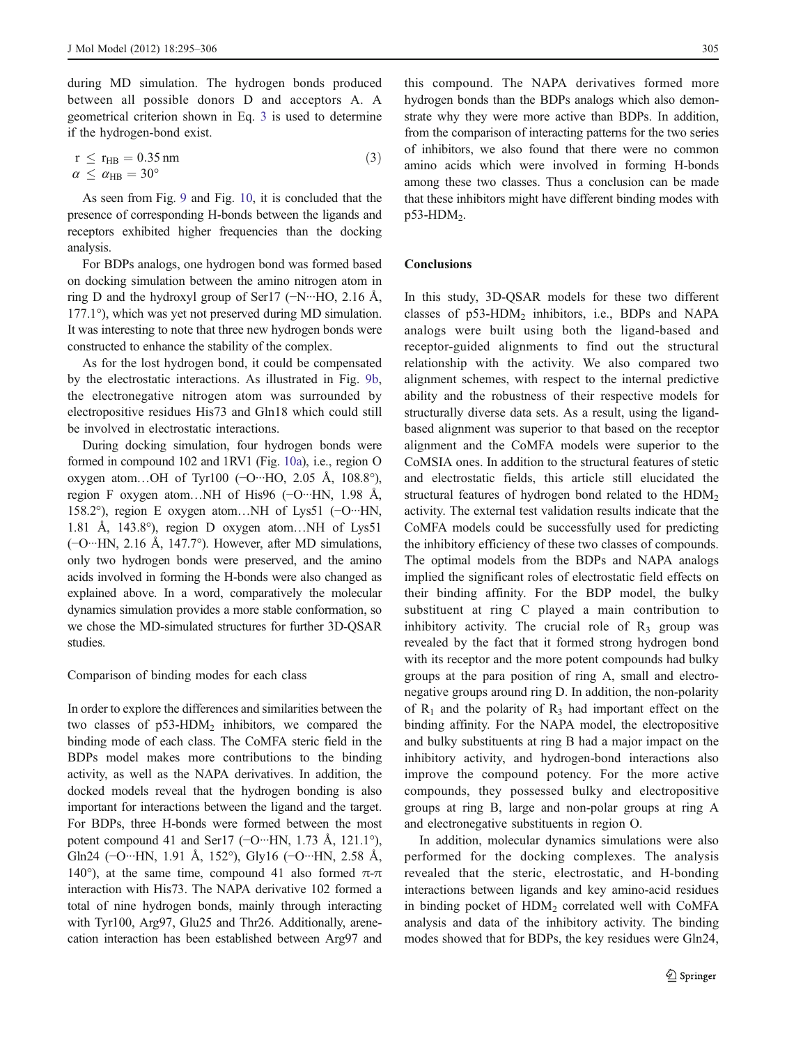during MD simulation. The hydrogen bonds produced between all possible donors D and acceptors A. A geometrical criterion shown in Eq. 3 is used to determine if the hydrogen-bond exist.

$$
\begin{aligned}
r &\leq r_{HB} = 0.35\,\text{nm} \\
\alpha &\leq \alpha_{HB} = 30^{\circ}
\end{aligned}
\tag{3}
$$

As seen from Fig. 9 and Fig. 10, it is concluded that the presence of corresponding H-bonds between the ligands and receptors exhibited higher frequencies than the docking analysis.

For BDPs analogs, one hydrogen bond was formed based on docking simulation between the amino nitrogen atom in ring D and the hydroxyl group of Ser17 (−N···HO, 2.16 Å, 177.1°), which was yet not preserved during MD simulation. It was interesting to note that three new hydrogen bonds were constructed to enhance the stability of the complex.

As for the lost hydrogen bond, it could be compensated by the electrostatic interactions. As illustrated in Fig. 9b, the electronegative nitrogen atom was surrounded by electropositive residues His73 and Gln18 which could still be involved in electrostatic interactions.

During docking simulation, four hydrogen bonds were formed in compound 102 and 1RV1 (Fig. 10a), i.e., region O oxygen atom…OH of Tyr100 (−O···HO, 2.05 Å, 108.8°), region F oxygen atom…NH of His96 (−O···HN, 1.98 Å, 158.2°), region E oxygen atom…NH of Lys51 (−O···HN, 1.81 Å, 143.8°), region D oxygen atom…NH of Lys51 (−O···HN, 2.16 Å, 147.7°). However, after MD simulations, only two hydrogen bonds were preserved, and the amino acids involved in forming the H-bonds were also changed as explained above. In a word, comparatively the molecular dynamics simulation provides a more stable conformation, so we chose the MD-simulated structures for further 3D-QSAR studies.

### Comparison of binding modes for each class

In order to explore the differences and similarities between the two classes of p53-$HDM_2$ inhibitors, we compared the binding mode of each class. The CoMFA steric field in the BDPs model makes more contributions to the binding activity, as well as the NAPA derivatives. In addition, the docked models reveal that the hydrogen bonding is also important for interactions between the ligand and the target. For BDPs, three H-bonds were formed between the most potent compound 41 and Ser17 (−O···HN, 1.73 Å, 121.1°), Gln24 (−O···HN, 1.91 Å, 152°), Gly16 (−O···HN, 2.58 Å, 140°), at the same time, compound 41 also formed π-π interaction with His73. The NAPA derivative 102 formed a total of nine hydrogen bonds, mainly through interacting with Tyr100, Arg97, Glu25 and Thr26. Additionally, arene-cation interaction has been established between Arg97 and this compound. The NAPA derivatives formed more hydrogen bonds than the BDPs analogs which also demonstrate why they were more active than BDPs. In addition, from the comparison of interacting patterns for the two series of inhibitors, we also found that there were no common amino acids which were involved in forming H-bonds among these two classes. Thus a conclusion can be made that these inhibitors might have different binding modes with p53-$HDM_2$.

## Conclusions

In this study, 3D-QSAR models for these two different classes of p53-$HDM_2$ inhibitors, i.e., BDPs and NAPA analogs were built using both the ligand-based and receptor-guided alignments to find out the structural relationship with the activity. We also compared two alignment schemes, with respect to the internal predictive ability and the robustness of their respective models for structurally diverse data sets. As a result, using the ligand-based alignment was superior to that based on the receptor alignment and the CoMFA models were superior to the CoMSIA ones. In addition to the structural features of stetic and electrostatic fields, this article still elucidated the structural features of hydrogen bond related to the $HDM_2$ activity. The external test validation results indicate that the CoMFA models could be successfully used for predicting the inhibitory efficiency of these two classes of compounds. The optimal models from the BDPs and NAPA analogs implied the significant roles of electrostatic field effects on their binding affinity. For the BDP model, the bulky substituent at ring C played a main contribution to inhibitory activity. The crucial role of $R_3$ group was revealed by the fact that it formed strong hydrogen bond with its receptor and the more potent compounds had bulky groups at the para position of ring A, small and electronegative groups around ring D. In addition, the non-polarity of $R_1$ and the polarity of $R_3$ had important effect on the binding affinity. For the NAPA model, the electropositive and bulky substituents at ring B had a major impact on the inhibitory activity, and hydrogen-bond interactions also improve the compound potency. For the more active compounds, they possessed bulky and electropositive groups at ring B, large and non-polar groups at ring A and electronegative substituents in region O.

In addition, molecular dynamics simulations were also performed for the docking complexes. The analysis revealed that the steric, electrostatic, and H-bonding interactions between ligands and key amino-acid residues in binding pocket of $HDM_2$ correlated well with CoMFA analysis and data of the inhibitory activity. The binding modes showed that for BDPs, the key residues were Gln24,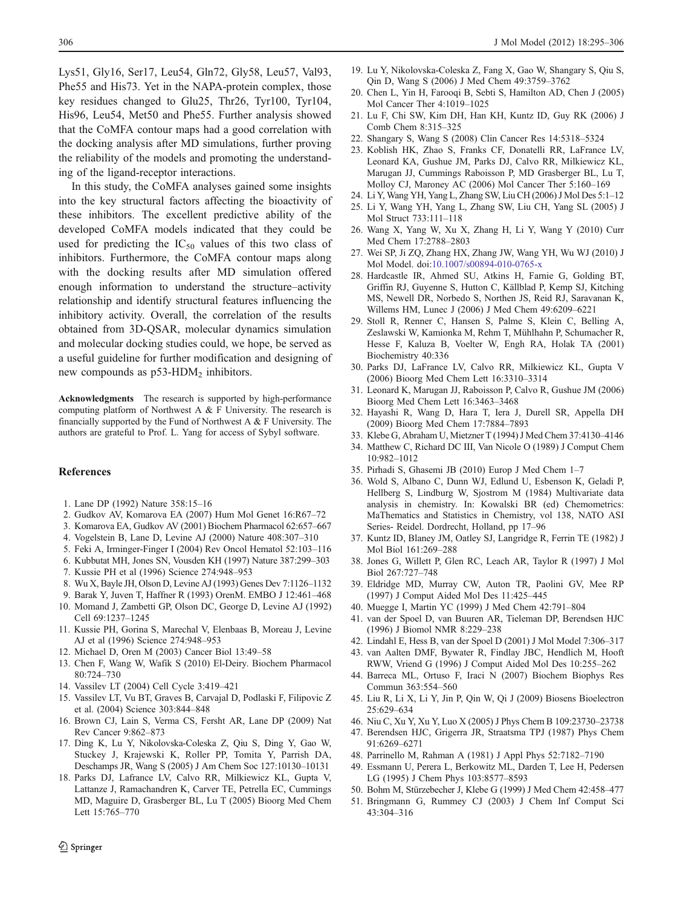Lys51, Gly16, Ser17, Leu54, Gln72, Gly58, Leu57, Val93, Phe55 and His73. Yet in the NAPA-protein complex, those key residues changed to Glu25, Thr26, Tyr100, Tyr104, His96, Leu54, Met50 and Phe55. Further analysis showed that the CoMFA contour maps had a good correlation with the docking analysis after MD simulations, further proving the reliability of the models and promoting the understanding of the ligand-receptor interactions.

In this study, the CoMFA analyses gained some insights into the key structural factors affecting the bioactivity of these inhibitors. The excellent predictive ability of the developed CoMFA models indicated that they could be used for predicting the $IC_{50}$ values of this two class of inhibitors. Furthermore, the CoMFA contour maps along with the docking results after MD simulation offered enough information to understand the structure–activity relationship and identify structural features influencing the inhibitory activity. Overall, the correlation of the results obtained from 3D-QSAR, molecular dynamics simulation and molecular docking studies could, we hope, be served as a useful guideline for further modification and designing of new compounds as p53-$HDM_2$ inhibitors.

**Acknowledgments** The research is supported by high-performance computing platform of Northwest A & F University. The research is financially supported by the Fund of Northwest A & F University. The authors are grateful to Prof. L. Yang for access of Sybyl software.

## References

1. Lane DP (1992) Nature 358:15–16
2. Gudkov AV, Komarova EA (2007) Hum Mol Genet 16:R67–72
3. Komarova EA, Gudkov AV (2001) Biochem Pharmacol 62:657–667
4. Vogelstein B, Lane D, Levine AJ (2000) Nature 408:307–310
5. Feki A, Irminger-Finger I (2004) Rev Oncol Hematol 52:103–116
6. Kubbutat MH, Jones SN, Vousden KH (1997) Nature 387:299–303
7. Kussie PH et al (1996) Science 274:948–953
8. Wu X, Bayle JH, Olson D, Levine AJ (1993) Genes Dev 7:1126–1132
9. Barak Y, Juven T, Haffner R (1993) OrenM. EMBO J 12:461–468
10. Momand J, Zambetti GP, Olson DC, George D, Levine AJ (1992) Cell 69:1237–1245
11. Kussie PH, Gorina S, Marechal V, Elenbaas B, Moreau J, Levine AJ et al (1996) Science 274:948–953
12. Michael D, Oren M (2003) Cancer Biol 13:49–58
13. Chen F, Wang W, Wafik S (2010) El-Deiry. Biochem Pharmacol 80:724–730
14. Vassilev LT (2004) Cell Cycle 3:419–421
15. Vassilev LT, Vu BT, Graves B, Carvajal D, Podlaski F, Filipovic Z et al. (2004) Science 303:844–848
16. Brown CJ, Lain S, Verma CS, Fersht AR, Lane DP (2009) Nat Rev Cancer 9:862–873
17. Ding K, Lu Y, Nikolovska-Coleska Z, Qiu S, Ding Y, Gao W, Stuckey J, Krajewski K, Roller PP, Tomita Y, Parrish DA, Deschamps JR, Wang S (2005) J Am Chem Soc 127:10130–10131
18. Parks DJ, Lafrance LV, Calvo RR, Milkiewicz KL, Gupta V, Lattanze J, Ramachandren K, Carver TE, Petrella EC, Cummings MD, Maguire D, Grasberger BL, Lu T (2005) Bioorg Med Chem Lett 15:765–770
19. Lu Y, Nikolovska-Coleska Z, Fang X, Gao W, Shangary S, Qiu S, Qin D, Wang S (2006) J Med Chem 49:3759–3762
20. Chen L, Yin H, Farooqi B, Sebti S, Hamilton AD, Chen J (2005) Mol Cancer Ther 4:1019–1025
21. Lu F, Chi SW, Kim DH, Han KH, Kuntz ID, Guy RK (2006) J Comb Chem 8:315–325
22. Shangary S, Wang S (2008) Clin Cancer Res 14:5318–5324
23. Koblish HK, Zhao S, Franks CF, Donatelli RR, LaFrance LV, Leonard KA, Gushue JM, Parks DJ, Calvo RR, Milkiewicz KL, Marugan JJ, Cummings Raboisson P, MD Grasberger BL, Lu T, Molloy CJ, Maroney AC (2006) Mol Cancer Ther 5:160–169
24. Li Y, Wang YH, Yang L, Zhang SW, Liu CH (2006) J Mol Des 5:1–12
25. Li Y, Wang YH, Yang L, Zhang SW, Liu CH, Yang SL (2005) J Mol Struct 733:111–118
26. Wang X, Yang W, Xu X, Zhang H, Li Y, Wang Y (2010) Curr Med Chem 17:2788–2803
27. Wei SP, Ji ZQ, Zhang HX, Zhang JW, Wang YH, Wu WJ (2010) J Mol Model. doi:10.1007/s00894-010-0765-x
28. Hardcastle IR, Ahmed SU, Atkins H, Farnie G, Golding BT, Griffin RJ, Guyenne S, Hutton C, Källblad P, Kemp SJ, Kitching MS, Newell DR, Norbedo S, Northen JS, Reid RJ, Saravanan K, Willems HM, Lunec J (2006) J Med Chem 49:6209–6221
29. Stoll R, Renner C, Hansen S, Palme S, Klein C, Belling A, Zeslawski W, Kamionka M, Rehm T, Mühlhahn P, Schumacher R, Hesse F, Kaluza B, Voelter W, Engh RA, Holak TA (2001) Biochemistry 40:336
30. Parks DJ, LaFrance LV, Calvo RR, Milkiewicz KL, Gupta V (2006) Bioorg Med Chem Lett 16:3310–3314
31. Leonard K, Marugan JJ, Raboisson P, Calvo R, Gushue JM (2006) Bioorg Med Chem Lett 16:3463–3468
32. Hayashi R, Wang D, Hara T, Iera J, Durell SR, Appella DH (2009) Bioorg Med Chem 17:7884–7893
33. Klebe G, Abraham U, Mietzner T (1994) J Med Chem 37:4130–4146
34. Matthew C, Richard DC III, Van Nicole O (1989) J Comput Chem 10:982–1012
35. Pirhadi S, Ghasemi JB (2010) Europ J Med Chem 1–7
36. Wold S, Albano C, Dunn WJ, Edlund U, Esbenson K, Geladi P, Hellberg S, Lindburg W, Sjostrom M (1984) Multivariate data analysis in chemistry. In: Kowalski BR (ed) Chemometrics: MaThematics and Statistics in Chemistry, vol 138, NATO ASI Series- Reidel. Dordrecht, Holland, pp 17–96
37. Kuntz ID, Blaney JM, Oatley SJ, Langridge R, Ferrin TE (1982) J Mol Biol 161:269–288
38. Jones G, Willett P, Glen RC, Leach AR, Taylor R (1997) J Mol Biol 267:727–748
39. Eldridge MD, Murray CW, Auton TR, Paolini GV, Mee RP (1997) J Comput Aided Mol Des 11:425–445
40. Muegge I, Martin YC (1999) J Med Chem 42:791–804
41. van der Spoel D, van Buuren AR, Tieleman DP, Berendsen HJC (1996) J Biomol NMR 8:229–238
42. Lindahl E, Hess B, van der Spoel D (2001) J Mol Model 7:306–317
43. van Aalten DMF, Bywater R, Findlay JBC, Hendlich M, Hooft RWW, Vriend G (1996) J Comput Aided Mol Des 10:255–262
44. Barreca ML, Ortuso F, Iraci N (2007) Biochem Biophys Res Commun 363:554–560
45. Liu R, Li X, Li Y, Jin P, Qin W, Qi J (2009) Biosens Bioelectron 25:629–634
46. Niu C, Xu Y, Xu Y, Luo X (2005) J Phys Chem B 109:23730–23738
47. Berendsen HJC, Grigerra JR, Straatsma TPJ (1987) Phys Chem 91:6269–6271
48. Parrinello M, Rahman A (1981) J Appl Phys 52:7182–7190
49. Essmann U, Perera L, Berkowitz ML, Darden T, Lee H, Pedersen LG (1995) J Chem Phys 103:8577–8593
50. Bohm M, Stürzebecher J, Klebe G (1999) J Med Chem 42:458–477
51. Bringmann G, Rummey CJ (2003) J Chem Inf Comput Sci 43:304–316